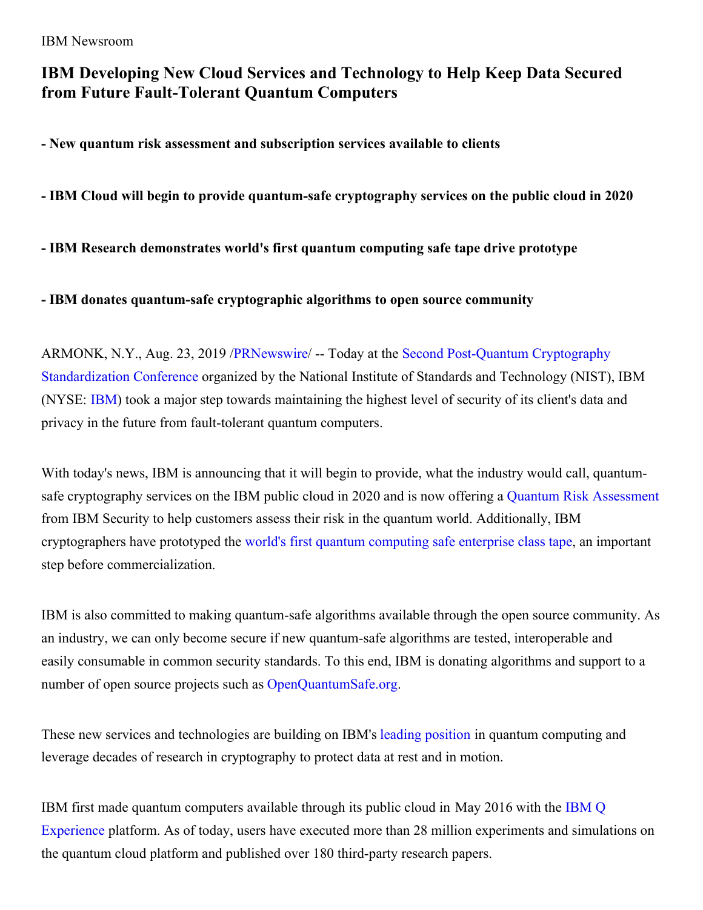IBM Newsroom

# IBM Developing New Cloud Services and Technology to Help Keep Data Secured from Future Fault-Tolerant Quantum Computers

**- New quantum risk assessment and subscription services available to clients**

**- IBM Cloud will begin to provide quantum-safe cryptography services on the public cloud in 2020**

**- IBM Research demonstrates world's first quantum computing safe tape drive prototype**

**- IBM donates quantum-safe cryptographic algorithms to open source community**

ARMONK, N.Y., Aug. 23, 2019 /PRNewswire/ -- Today at the Second Post-Quantum Cryptography Standardization Conference organized by the National Institute of Standards and Technology (NIST), IBM (NYSE: IBM) took a major step towards maintaining the highest level of security of its client's data and privacy in the future from fault-tolerant quantum computers.

With today's news, IBM is announcing that it will begin to provide, what the industry would call, quantum-safe cryptography services on the IBM public cloud in 2020 and is now offering a Quantum Risk Assessment from IBM Security to help customers assess their risk in the quantum world. Additionally, IBM cryptographers have prototyped the world's first quantum computing safe enterprise class tape, an important step before commercialization.

IBM is also committed to making quantum-safe algorithms available through the open source community. As an industry, we can only become secure if new quantum-safe algorithms are tested, interoperable and easily consumable in common security standards. To this end, IBM is donating algorithms and support to a number of open source projects such as OpenQuantumSafe.org.

These new services and technologies are building on IBM's leading position in quantum computing and leverage decades of research in cryptography to protect data at rest and in motion.

IBM first made quantum computers available through its public cloud in May 2016 with the IBM Q Experience platform. As of today, users have executed more than 28 million experiments and simulations on the quantum cloud platform and published over 180 third-party research papers.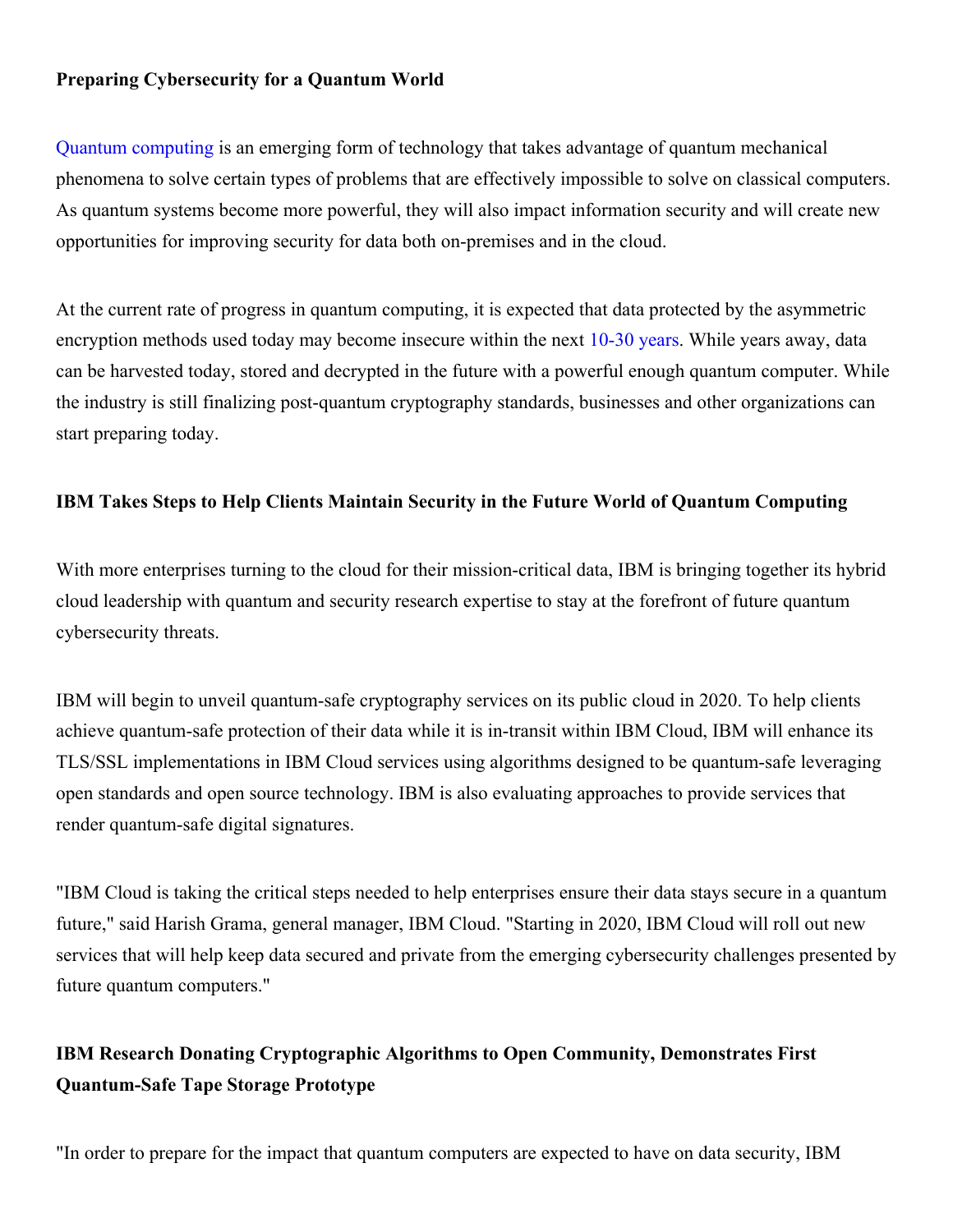**Preparing Cybersecurity for a Quantum World**

Quantum computing is an emerging form of technology that takes advantage of quantum mechanical phenomena to solve certain types of problems that are effectively impossible to solve on classical computers. As quantum systems become more powerful, they will also impact information security and will create new opportunities for improving security for data both on-premises and in the cloud.

At the current rate of progress in quantum computing, it is expected that data protected by the asymmetric encryption methods used today may become insecure within the next 10-30 years. While years away, data can be harvested today, stored and decrypted in the future with a powerful enough quantum computer. While the industry is still finalizing post-quantum cryptography standards, businesses and other organizations can start preparing today.

**IBM Takes Steps to Help Clients Maintain Security in the Future World of Quantum Computing**

With more enterprises turning to the cloud for their mission-critical data, IBM is bringing together its hybrid cloud leadership with quantum and security research expertise to stay at the forefront of future quantum cybersecurity threats.

IBM will begin to unveil quantum-safe cryptography services on its public cloud in 2020. To help clients achieve quantum-safe protection of their data while it is in-transit within IBM Cloud, IBM will enhance its TLS/SSL implementations in IBM Cloud services using algorithms designed to be quantum-safe leveraging open standards and open source technology. IBM is also evaluating approaches to provide services that render quantum-safe digital signatures.

"IBM Cloud is taking the critical steps needed to help enterprises ensure their data stays secure in a quantum future," said Harish Grama, general manager, IBM Cloud. "Starting in 2020, IBM Cloud will roll out new services that will help keep data secured and private from the emerging cybersecurity challenges presented by future quantum computers."

**IBM Research Donating Cryptographic Algorithms to Open Community, Demonstrates First Quantum-Safe Tape Storage Prototype**

"In order to prepare for the impact that quantum computers are expected to have on data security, IBM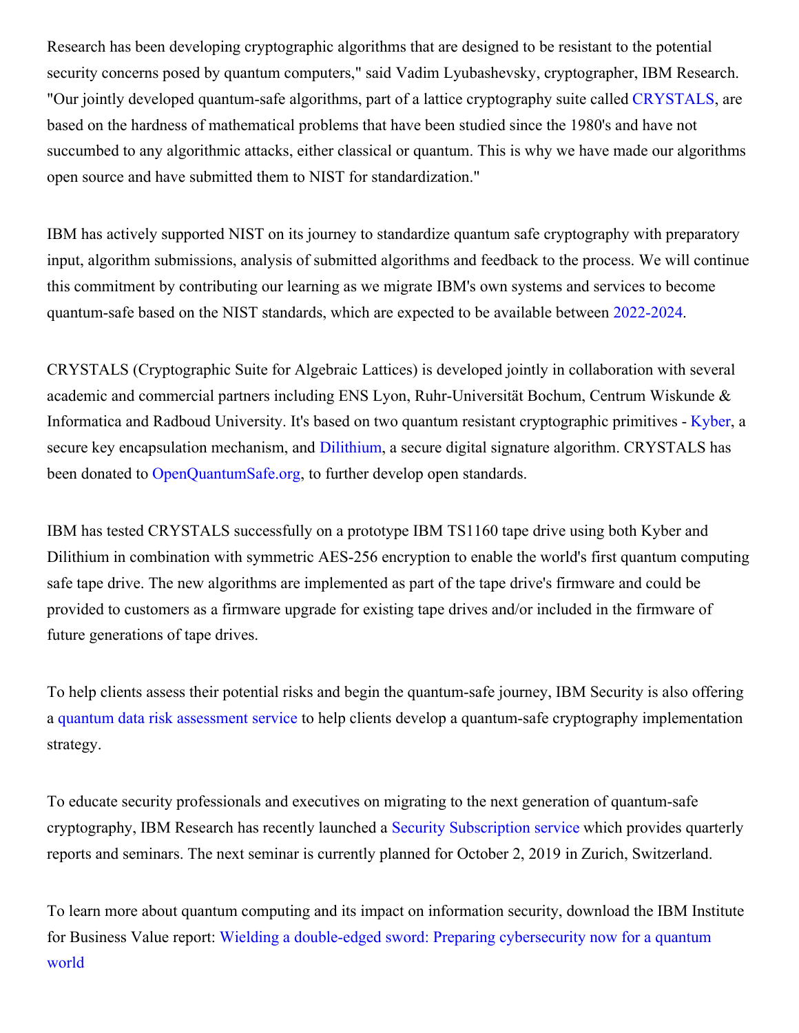Research has been developing cryptographic algorithms that are designed to be resistant to the potential security concerns posed by quantum computers," said Vadim Lyubashevsky, cryptographer, IBM Research. "Our jointly developed quantum-safe algorithms, part of a lattice cryptography suite called CRYSTALS, are based on the hardness of mathematical problems that have been studied since the 1980's and have not succumbed to any algorithmic attacks, either classical or quantum. This is why we have made our algorithms open source and have submitted them to NIST for standardization."

IBM has actively supported NIST on its journey to standardize quantum safe cryptography with preparatory input, algorithm submissions, analysis of submitted algorithms and feedback to the process. We will continue this commitment by contributing our learning as we migrate IBM's own systems and services to become quantum-safe based on the NIST standards, which are expected to be available between 2022-2024.

CRYSTALS (Cryptographic Suite for Algebraic Lattices) is developed jointly in collaboration with several academic and commercial partners including ENS Lyon, Ruhr-Universität Bochum, Centrum Wiskunde & Informatica and Radboud University. It's based on two quantum resistant cryptographic primitives - Kyber, a secure key encapsulation mechanism, and Dilithium, a secure digital signature algorithm. CRYSTALS has been donated to OpenQuantumSafe.org, to further develop open standards.

IBM has tested CRYSTALS successfully on a prototype IBM TS1160 tape drive using both Kyber and Dilithium in combination with symmetric AES-256 encryption to enable the world's first quantum computing safe tape drive. The new algorithms are implemented as part of the tape drive's firmware and could be provided to customers as a firmware upgrade for existing tape drives and/or included in the firmware of future generations of tape drives.

To help clients assess their potential risks and begin the quantum-safe journey, IBM Security is also offering a quantum data risk assessment service to help clients develop a quantum-safe cryptography implementation strategy.

To educate security professionals and executives on migrating to the next generation of quantum-safe cryptography, IBM Research has recently launched a Security Subscription service which provides quarterly reports and seminars. The next seminar is currently planned for October 2, 2019 in Zurich, Switzerland.

To learn more about quantum computing and its impact on information security, download the IBM Institute for Business Value report: Wielding a double-edged sword: Preparing cybersecurity now for a quantum world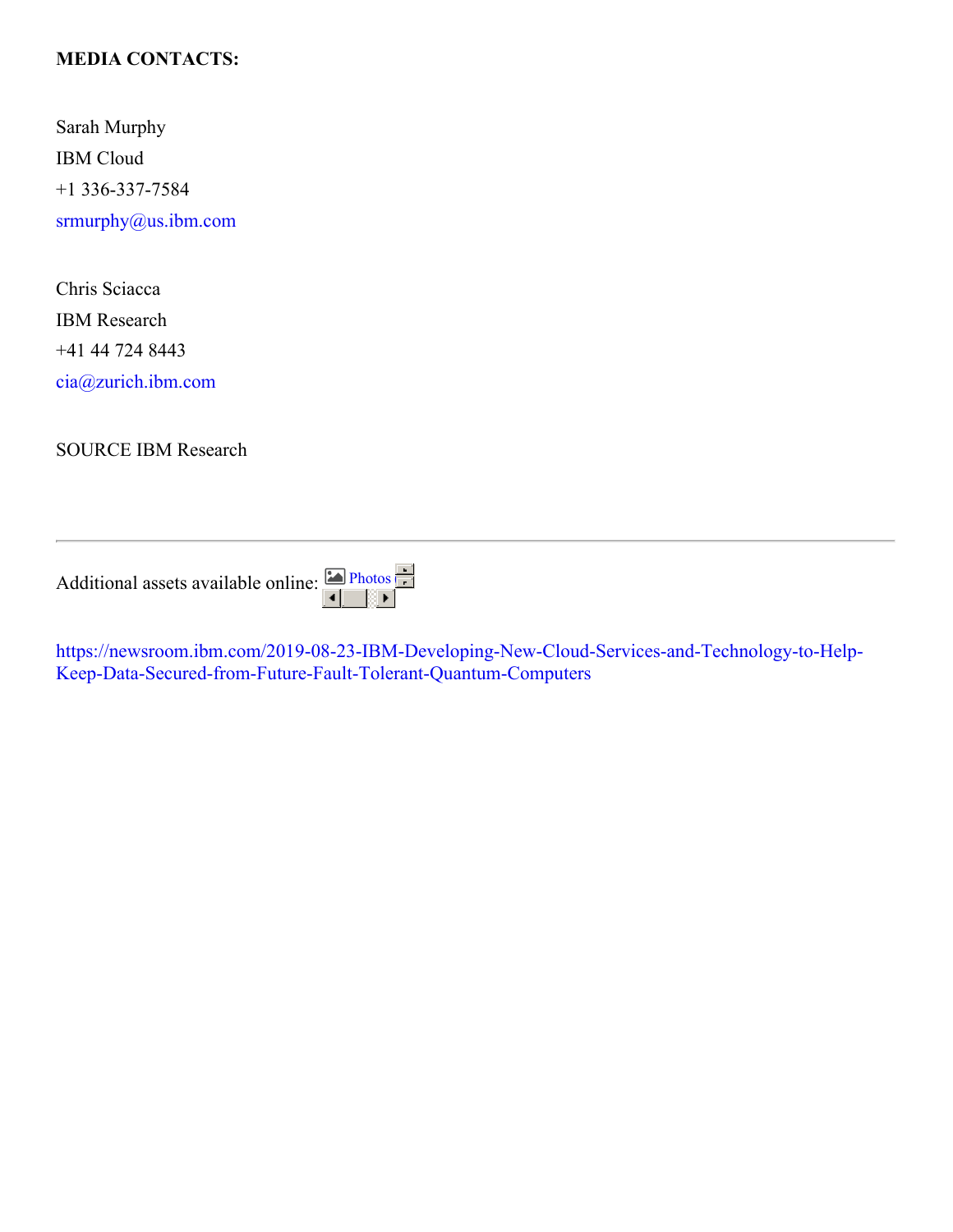**MEDIA CONTACTS:**

Sarah Murphy
IBM Cloud
+1 336-337-7584
srmurphy@us.ibm.com

Chris Sciacca
IBM Research
+41 44 724 8443
cia@zurich.ibm.com

SOURCE IBM Research

---

Additional assets available online: Photos

https://newsroom.ibm.com/2019-08-23-IBM-Developing-New-Cloud-Services-and-Technology-to-Help-Keep-Data-Secured-from-Future-Fault-Tolerant-Quantum-Computers